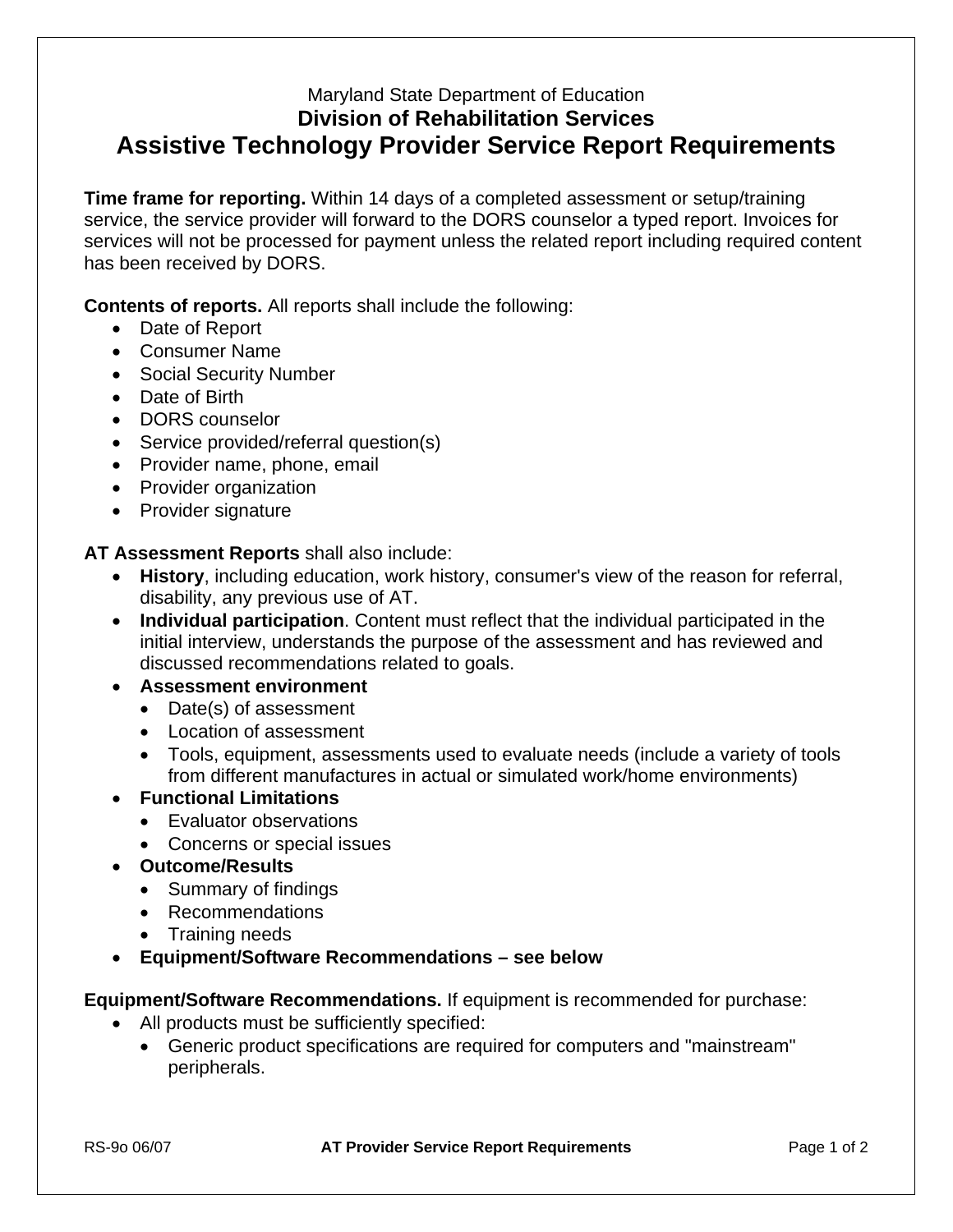Maryland State Department of Education

**Division of Rehabilitation Services**

# Assistive Technology Provider Service Report Requirements

**Time frame for reporting.** Within 14 days of a completed assessment or setup/training service, the service provider will forward to the DORS counselor a typed report. Invoices for services will not be processed for payment unless the related report including required content has been received by DORS.

**Contents of reports.** All reports shall include the following:

- Date of Report
- Consumer Name
- Social Security Number
- Date of Birth
- DORS counselor
- Service provided/referral question(s)
- Provider name, phone, email
- Provider organization
- Provider signature

**AT Assessment Reports** shall also include:

- **History**, including education, work history, consumer's view of the reason for referral, disability, any previous use of AT.
- **Individual participation**. Content must reflect that the individual participated in the initial interview, understands the purpose of the assessment and has reviewed and discussed recommendations related to goals.
- **Assessment environment**
  - Date(s) of assessment
  - Location of assessment
  - Tools, equipment, assessments used to evaluate needs (include a variety of tools from different manufactures in actual or simulated work/home environments)
- **Functional Limitations**
  - Evaluator observations
  - Concerns or special issues
- **Outcome/Results**
  - Summary of findings
  - Recommendations
  - Training needs
- **Equipment/Software Recommendations – see below**

**Equipment/Software Recommendations.** If equipment is recommended for purchase:

- All products must be sufficiently specified:
  - Generic product specifications are required for computers and "mainstream" peripherals.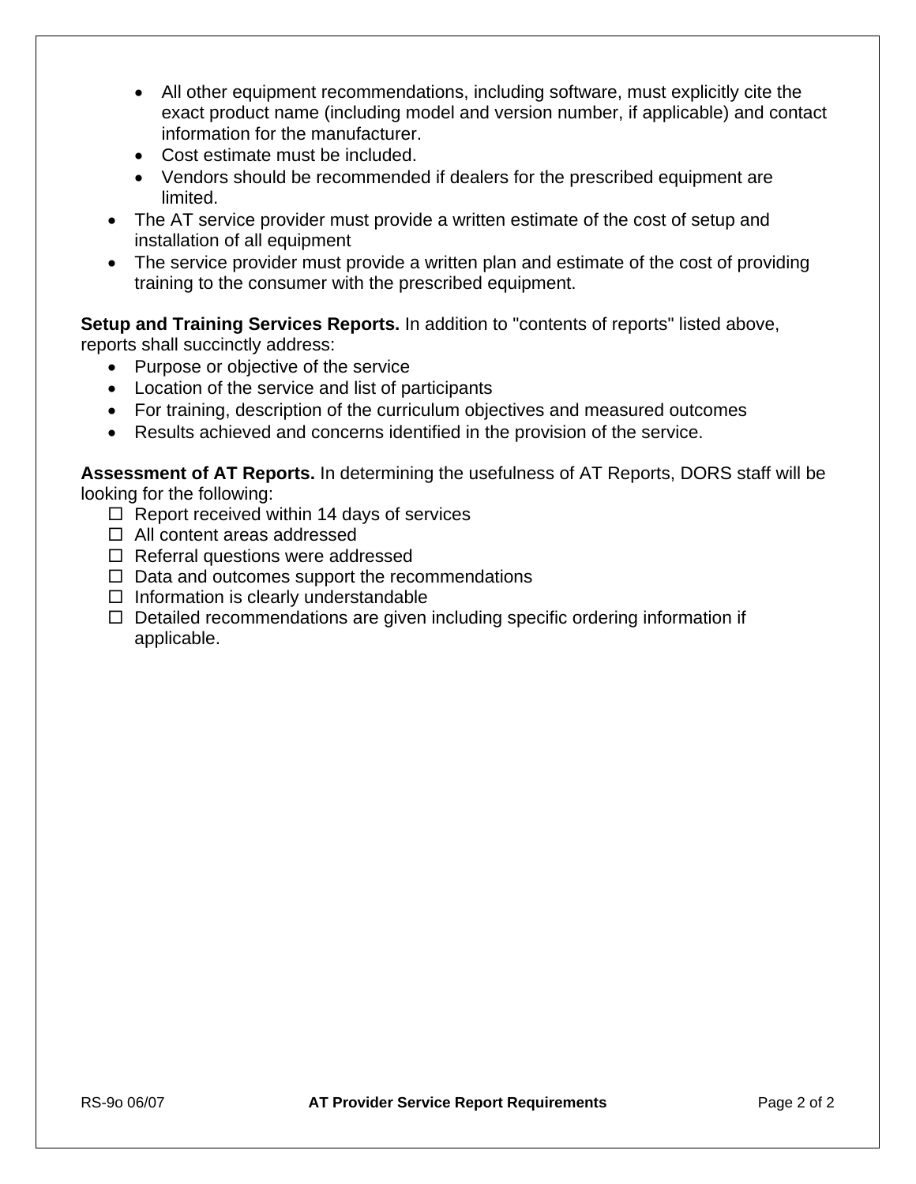- All other equipment recommendations, including software, must explicitly cite the exact product name (including model and version number, if applicable) and contact information for the manufacturer.
  - Cost estimate must be included.
  - Vendors should be recommended if dealers for the prescribed equipment are limited.
- The AT service provider must provide a written estimate of the cost of setup and installation of all equipment
- The service provider must provide a written plan and estimate of the cost of providing training to the consumer with the prescribed equipment.

**Setup and Training Services Reports.** In addition to "contents of reports" listed above, reports shall succinctly address:

- Purpose or objective of the service
- Location of the service and list of participants
- For training, description of the curriculum objectives and measured outcomes
- Results achieved and concerns identified in the provision of the service.

**Assessment of AT Reports.** In determining the usefulness of AT Reports, DORS staff will be looking for the following:

- ☐ Report received within 14 days of services
- ☐ All content areas addressed
- ☐ Referral questions were addressed
- ☐ Data and outcomes support the recommendations
- ☐ Information is clearly understandable
- ☐ Detailed recommendations are given including specific ordering information if applicable.